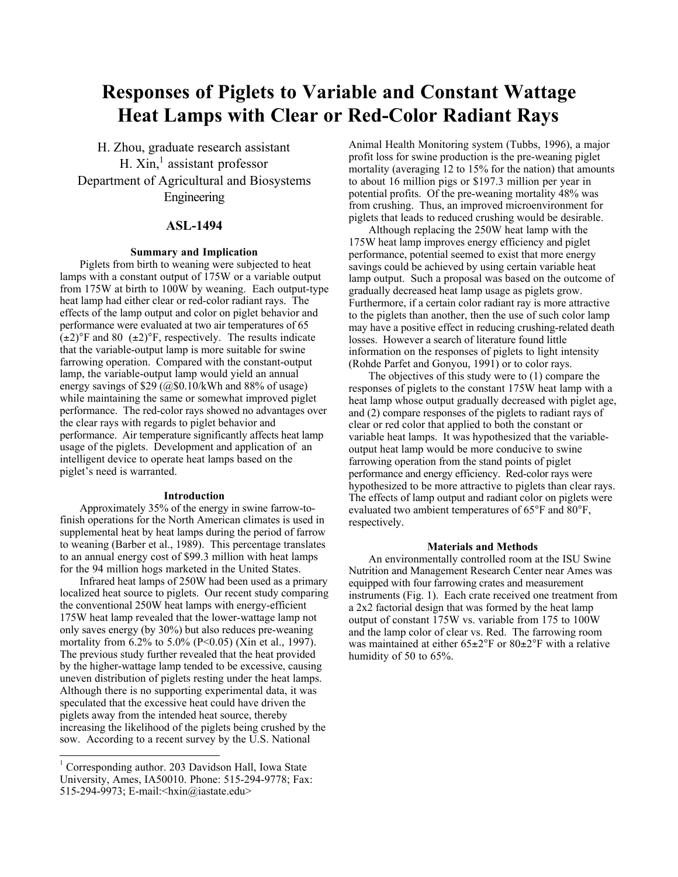# Responses of Piglets to Variable and Constant Wattage Heat Lamps with Clear or Red-Color Radiant Rays

H. Zhou, graduate research assistant
H. Xin,[1] assistant professor
Department of Agricultural and Biosystems Engineering

## ASL-1494

### Summary and Implication

Piglets from birth to weaning were subjected to heat lamps with a constant output of 175W or a variable output from 175W at birth to 100W by weaning. Each output-type heat lamp had either clear or red-color radiant rays. The effects of the lamp output and color on piglet behavior and performance were evaluated at two air temperatures of 65 (±2)°F and 80 (±2)°F, respectively. The results indicate that the variable-output lamp is more suitable for swine farrowing operation. Compared with the constant-output lamp, the variable-output lamp would yield an annual energy savings of $29 (@$0.10/kWh and 88% of usage) while maintaining the same or somewhat improved piglet performance. The red-color rays showed no advantages over the clear rays with regards to piglet behavior and performance. Air temperature significantly affects heat lamp usage of the piglets. Development and application of an intelligent device to operate heat lamps based on the piglet's need is warranted.

### Introduction

Approximately 35% of the energy in swine farrow-to-finish operations for the North American climates is used in supplemental heat by heat lamps during the period of farrow to weaning (Barber et al., 1989). This percentage translates to an annual energy cost of $99.3 million with heat lamps for the 94 million hogs marketed in the United States.

Infrared heat lamps of 250W had been used as a primary localized heat source to piglets. Our recent study comparing the conventional 250W heat lamps with energy-efficient 175W heat lamp revealed that the lower-wattage lamp not only saves energy (by 30%) but also reduces pre-weaning mortality from 6.2% to 5.0% ($P<0.05$) (Xin et al., 1997). The previous study further revealed that the heat provided by the higher-wattage lamp tended to be excessive, causing uneven distribution of piglets resting under the heat lamps. Although there is no supporting experimental data, it was speculated that the excessive heat could have driven the piglets away from the intended heat source, thereby increasing the likelihood of the piglets being crushed by the sow. According to a recent survey by the U.S. National Animal Health Monitoring system (Tubbs, 1996), a major profit loss for swine production is the pre-weaning piglet mortality (averaging 12 to 15% for the nation) that amounts to about 16 million pigs or $197.3 million per year in potential profits. Of the pre-weaning mortality 48% was from crushing. Thus, an improved microenvironment for piglets that leads to reduced crushing would be desirable.

Although replacing the 250W heat lamp with the 175W heat lamp improves energy efficiency and piglet performance, potential seemed to exist that more energy savings could be achieved by using certain variable heat lamp output. Such a proposal was based on the outcome of gradually decreased heat lamp usage as piglets grow. Furthermore, if a certain color radiant ray is more attractive to the piglets than another, then the use of such color lamp may have a positive effect in reducing crushing-related death losses. However a search of literature found little information on the responses of piglets to light intensity (Rohde Parfet and Gonyou, 1991) or to color rays.

The objectives of this study were to (1) compare the responses of piglets to the constant 175W heat lamp with a heat lamp whose output gradually decreased with piglet age, and (2) compare responses of the piglets to radiant rays of clear or red color that applied to both the constant or variable heat lamps. It was hypothesized that the variable-output heat lamp would be more conducive to swine farrowing operation from the stand points of piglet performance and energy efficiency. Red-color rays were hypothesized to be more attractive to piglets than clear rays. The effects of lamp output and radiant color on piglets were evaluated two ambient temperatures of 65°F and 80°F, respectively.

### Materials and Methods

An environmentally controlled room at the ISU Swine Nutrition and Management Research Center near Ames was equipped with four farrowing crates and measurement instruments (Fig. 1). Each crate received one treatment from a 2x2 factorial design that was formed by the heat lamp output of constant 175W vs. variable from 175 to 100W and the lamp color of clear vs. Red. The farrowing room was maintained at either 65±2°F or 80±2°F with a relative humidity of 50 to 65%.

---

[1] Corresponding author. 203 Davidson Hall, Iowa State University, Ames, IA50010. Phone: 515-294-9778; Fax: 515-294-9973; E-mail:<hxin@iastate.edu>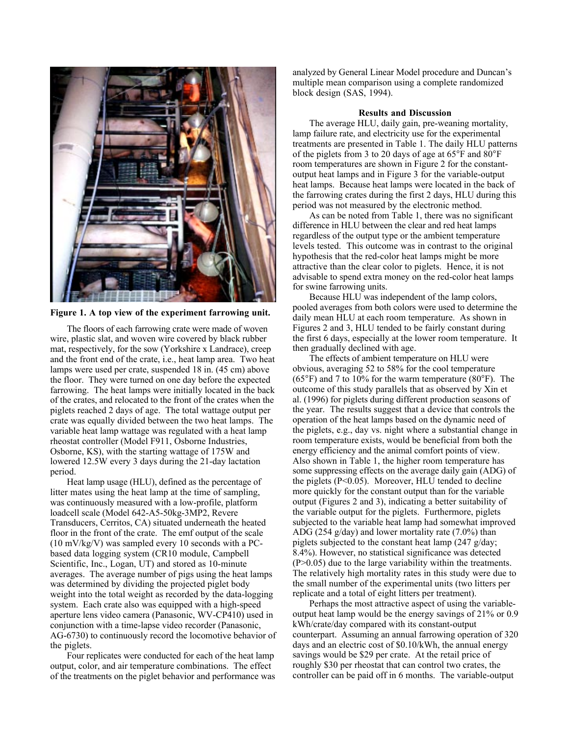**Figure 1. A top view of the experiment farrowing unit.**

The floors of each farrowing crate were made of woven wire, plastic slat, and woven wire covered by black rubber mat, respectively, for the sow (Yorkshire x Landrace), creep and the front end of the crate, i.e., heat lamp area. Two heat lamps were used per crate, suspended 18 in. (45 cm) above the floor. They were turned on one day before the expected farrowing. The heat lamps were initially located in the back of the crates, and relocated to the front of the crates when the piglets reached 2 days of age. The total wattage output per crate was equally divided between the two heat lamps. The variable heat lamp wattage was regulated with a heat lamp rheostat controller (Model F911, Osborne Industries, Osborne, KS), with the starting wattage of 175W and lowered 12.5W every 3 days during the 21-day lactation period.

Heat lamp usage (HLU), defined as the percentage of litter mates using the heat lamp at the time of sampling, was continuously measured with a low-profile, platform loadcell scale (Model 642-A5-50kg-3MP2, Revere Transducers, Cerritos, CA) situated underneath the heated floor in the front of the crate. The emf output of the scale (10 mV/kg/V) was sampled every 10 seconds with a PC-based data logging system (CR10 module, Campbell Scientific, Inc., Logan, UT) and stored as 10-minute averages. The average number of pigs using the heat lamps was determined by dividing the projected piglet body weight into the total weight as recorded by the data-logging system. Each crate also was equipped with a high-speed aperture lens video camera (Panasonic, WV-CP410) used in conjunction with a time-lapse video recorder (Panasonic, AG-6730) to continuously record the locomotive behavior of the piglets.

Four replicates were conducted for each of the heat lamp output, color, and air temperature combinations. The effect of the treatments on the piglet behavior and performance was analyzed by General Linear Model procedure and Duncan's multiple mean comparison using a complete randomized block design (SAS, 1994).

### Results and Discussion

The average HLU, daily gain, pre-weaning mortality, lamp failure rate, and electricity use for the experimental treatments are presented in Table 1. The daily HLU patterns of the piglets from 3 to 20 days of age at 65°F and 80°F room temperatures are shown in Figure 2 for the constant-output heat lamps and in Figure 3 for the variable-output heat lamps. Because heat lamps were located in the back of the farrowing crates during the first 2 days, HLU during this period was not measured by the electronic method.

As can be noted from Table 1, there was no significant difference in HLU between the clear and red heat lamps regardless of the output type or the ambient temperature levels tested. This outcome was in contrast to the original hypothesis that the red-color heat lamps might be more attractive than the clear color to piglets. Hence, it is not advisable to spend extra money on the red-color heat lamps for swine farrowing units.

Because HLU was independent of the lamp colors, pooled averages from both colors were used to determine the daily mean HLU at each room temperature. As shown in Figures 2 and 3, HLU tended to be fairly constant during the first 6 days, especially at the lower room temperature. It then gradually declined with age.

The effects of ambient temperature on HLU were obvious, averaging 52 to 58% for the cool temperature (65°F) and 7 to 10% for the warm temperature (80°F). The outcome of this study parallels that as observed by Xin et al. (1996) for piglets during different production seasons of the year. The results suggest that a device that controls the operation of the heat lamps based on the dynamic need of the piglets, e.g., day vs. night where a substantial change in room temperature exists, would be beneficial from both the energy efficiency and the animal comfort points of view. Also shown in Table 1, the higher room temperature has some suppressing effects on the average daily gain (ADG) of the piglets ($P<0.05$). Moreover, HLU tended to decline more quickly for the constant output than for the variable output (Figures 2 and 3), indicating a better suitability of the variable output for the piglets. Furthermore, piglets subjected to the variable heat lamp had somewhat improved ADG (254 g/day) and lower mortality rate (7.0%) than piglets subjected to the constant heat lamp (247 g/day; 8.4%). However, no statistical significance was detected ($P>0.05$) due to the large variability within the treatments. The relatively high mortality rates in this study were due to the small number of the experimental units (two litters per replicate and a total of eight litters per treatment).

Perhaps the most attractive aspect of using the variable-output heat lamp would be the energy savings of 21% or 0.9 kWh/crate/day compared with its constant-output counterpart. Assuming an annual farrowing operation of 320 days and an electric cost of $0.10/kWh, the annual energy savings would be $29 per crate. At the retail price of roughly $30 per rheostat that can control two crates, the controller can be paid off in 6 months. The variable-output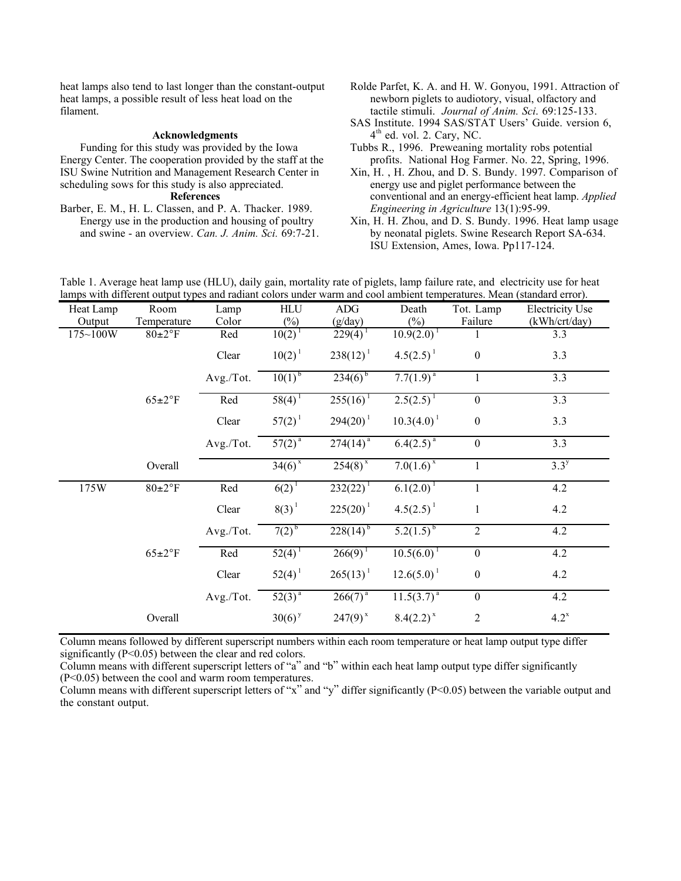heat lamps also tend to last longer than the constant-output heat lamps, a possible result of less heat load on the filament.

## Acknowledgments

Funding for this study was provided by the Iowa Energy Center. The cooperation provided by the staff at the ISU Swine Nutrition and Management Research Center in scheduling sows for this study is also appreciated.

## References

Barber, E. M., H. L. Classen, and P. A. Thacker. 1989. Energy use in the production and housing of poultry and swine - an overview. *Can. J. Anim. Sci.* 69:7-21.

Rolde Parfet, K. A. and H. W. Gonyou, 1991. Attraction of newborn piglets to audiotory, visual, olfactory and tactile stimuli. *Journal of Anim. Sci.* 69:125-133.

SAS Institute. 1994 SAS/STAT Users' Guide. version 6, 4th ed. vol. 2. Cary, NC.

Tubbs R., 1996. Preweaning mortality robs potential profits. National Hog Farmer. No. 22, Spring, 1996.

Xin, H. , H. Zhou, and D. S. Bundy. 1997. Comparison of energy use and piglet performance between the conventional and an energy-efficient heat lamp. *Applied Engineering in Agriculture* 13(1):95-99.

Xin, H. H. Zhou, and D. S. Bundy. 1996. Heat lamp usage by neonatal piglets. Swine Research Report SA-634. ISU Extension, Ames, Iowa. Pp117-124.

Table 1. Average heat lamp use (HLU), daily gain, mortality rate of piglets, lamp failure rate, and electricity use for heat lamps with different output types and radiant colors under warm and cool ambient temperatures. Mean (standard error).

| Heat Lamp Output | Room Temperature | Lamp Color | HLU (%) | ADG (g/day) | Death (%) | Tot. Lamp Failure | Electricity Use (kWh/crt/day) |
|---|---|---|---|---|---|---|---|
| 175~100W | 80±2°F | Red | 10(2) [1] | 229(4) [1] | 10.9(2.0) [1] | 1 | 3.3 |
| | | Clear | 10(2) [1] | 238(12) [1] | 4.5(2.5) [1] | 0 | 3.3 |
| | | Avg./Tot. | 10(1) [b] | 234(6) [b] | 7.7(1.9) [a] | 1 | 3.3 |
| | 65±2°F | Red | 58(4) [1] | 255(16) [1] | 2.5(2.5) [1] | 0 | 3.3 |
| | | Clear | 57(2) [1] | 294(20) [1] | 10.3(4.0) [1] | 0 | 3.3 |
| | | Avg./Tot. | 57(2) [a] | 274(14) [a] | 6.4(2.5) [a] | 0 | 3.3 |
| | Overall | | 34(6) [x] | 254(8) [x] | 7.0(1.6) [x] | 1 | 3.3 [y] |
| 175W | 80±2°F | Red | 6(2) [1] | 232(22) [1] | 6.1(2.0) [1] | 1 | 4.2 |
| | | Clear | 8(3) [1] | 225(20) [1] | 4.5(2.5) [1] | 1 | 4.2 |
| | | Avg./Tot. | 7(2) [b] | 228(14) [b] | 5.2(1.5) [b] | 2 | 4.2 |
| | 65±2°F | Red | 52(4) [1] | 266(9) [1] | 10.5(6.0) [1] | 0 | 4.2 |
| | | Clear | 52(4) [1] | 265(13) [1] | 12.6(5.0) [1] | 0 | 4.2 |
| | | Avg./Tot. | 52(3) [a] | 266(7) [a] | 11.5(3.7) [a] | 0 | 4.2 |
| | Overall | | 30(6) [y] | 247(9) [x] | 8.4(2.2) [x] | 2 | 4.2 [x] |

Column means followed by different superscript numbers within each room temperature or heat lamp output type differ significantly ($P<0.05$) between the clear and red colors.

Column means with different superscript letters of "a" and "b" within each heat lamp output type differ significantly ($P<0.05$) between the cool and warm room temperatures.

Column means with different superscript letters of "x" and "y" differ significantly ($P<0.05$) between the variable output and the constant output.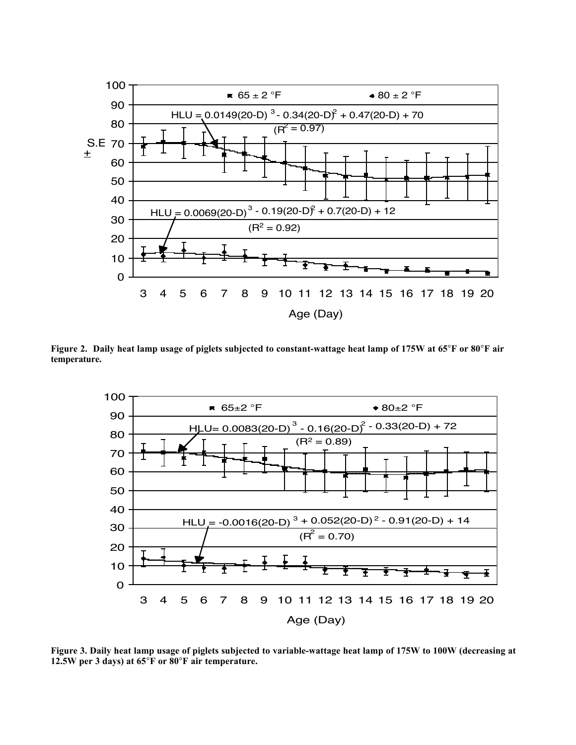100
90
80
70
60
50
40
30
20
10
0

± S.E

65 ± 2 °F
80 ± 2 °F

HLU = $0.0149(20\text{-}D)^3 - 0.34(20\text{-}D)^2 + 0.47(20\text{-}D) + 70$

($R^2$ = 0.97)

HLU = $0.0069(20\text{-}D)^3 - 0.19(20\text{-}D)^2 + 0.7(20\text{-}D) + 12$

($R^2$ = 0.92)

3 4 5 6 7 8 9 10 11 12 13 14 15 16 17 18 19 20

Age (Day)

**Figure 2. Daily heat lamp usage of piglets subjected to constant-wattage heat lamp of 175W at 65°F or 80°F air temperature.**

100
90
80
70
60
50
40
30
20
10
0

65±2 °F
80±2 °F

HLU= $0.0083(20\text{-}D)^3 - 0.16(20\text{-}D)^2 - 0.33(20\text{-}D) + 72$

($R^2$ = 0.89)

HLU = $-0.0016(20\text{-}D)^3 + 0.052(20\text{-}D)^2 - 0.91(20\text{-}D) + 14$

($R^2$ = 0.70)

3 4 5 6 7 8 9 10 11 12 13 14 15 16 17 18 19 20

Age (Day)

**Figure 3. Daily heat lamp usage of piglets subjected to variable-wattage heat lamp of 175W to 100W (decreasing at 12.5W per 3 days) at 65°F or 80°F air temperature.**